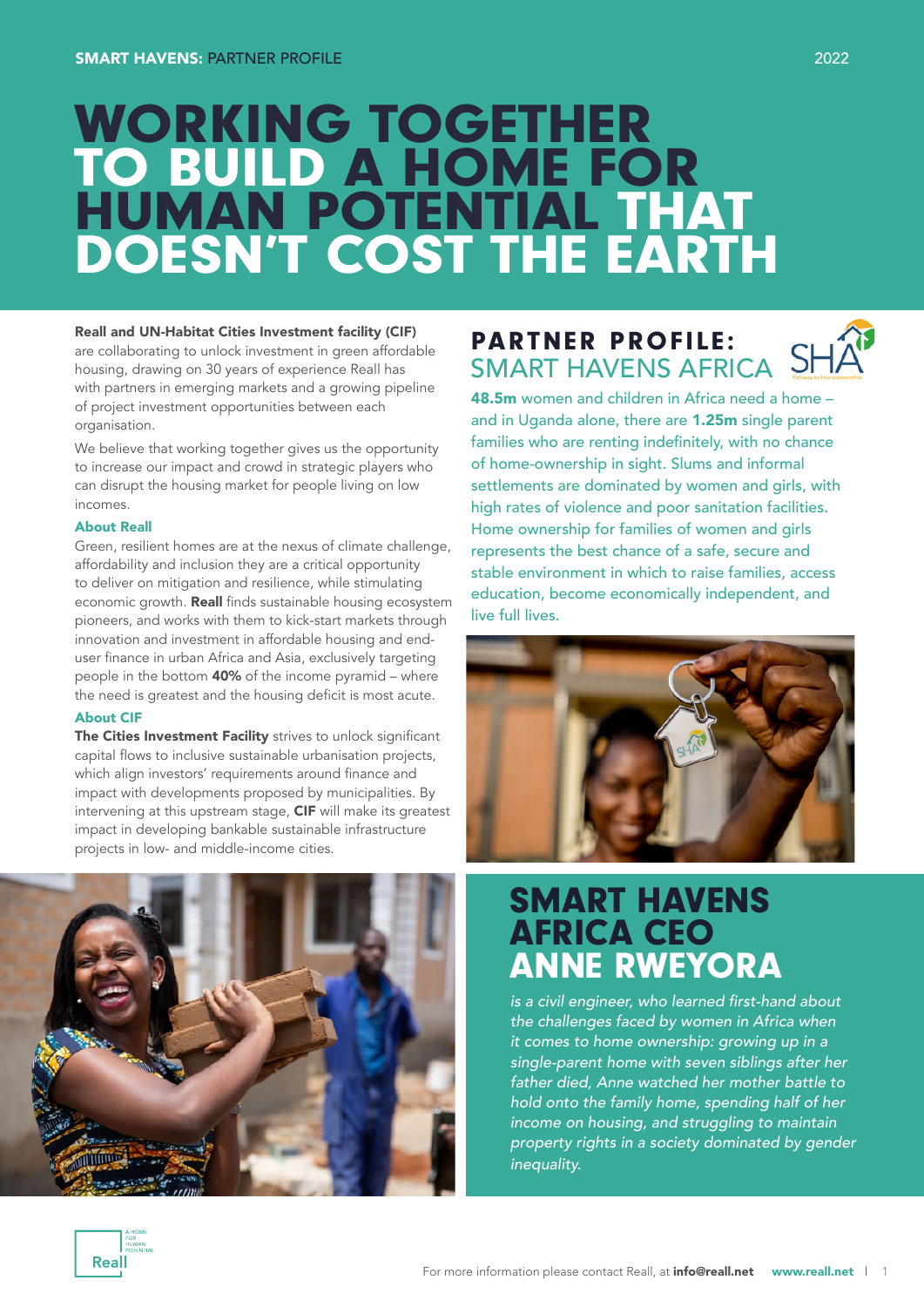# WORKING TOGETHER TO BUILD A HOME FOR HUMAN POTENTIAL THAT DOESN'T COST THE EARTH

**Reall and UN-Habitat Cities Investment facility (CIF)** are collaborating to unlock investment in green affordable housing, drawing on 30 years of experience Reall has with partners in emerging markets and a growing pipeline of project investment opportunities between each organisation.

We believe that working together gives us the opportunity to increase our impact and crowd in strategic players who can disrupt the housing market for people living on low incomes.

### About Reall

Green, resilient homes are at the nexus of climate challenge, affordability and inclusion they are a critical opportunity to deliver on mitigation and resilience, while stimulating economic growth. **Reall** finds sustainable housing ecosystem pioneers, and works with them to kick-start markets through innovation and investment in affordable housing and end-user finance in urban Africa and Asia, exclusively targeting people in the bottom **40%** of the income pyramid – where the need is greatest and the housing deficit is most acute.

### About CIF

**The Cities Investment Facility** strives to unlock significant capital flows to inclusive sustainable urbanisation projects, which align investors' requirements around finance and impact with developments proposed by municipalities. By intervening at this upstream stage, **CIF** will make its greatest impact in developing bankable sustainable infrastructure projects in low- and middle-income cities.

## PARTNER PROFILE: SMART HAVENS AFRICA

**48.5m** women and children in Africa need a home – and in Uganda alone, there are **1.25m** single parent families who are renting indefinitely, with no chance of home-ownership in sight. Slums and informal settlements are dominated by women and girls, with high rates of violence and poor sanitation facilities. Home ownership for families of women and girls represents the best chance of a safe, secure and stable environment in which to raise families, access education, become economically independent, and live full lives.

## SMART HAVENS AFRICA CEO ANNE RWEYORA

*is a civil engineer, who learned first-hand about the challenges faced by women in Africa when it comes to home ownership: growing up in a single-parent home with seven siblings after her father died, Anne watched her mother battle to hold onto the family home, spending half of her income on housing, and struggling to maintain property rights in a society dominated by gender inequality.*

For more information please contact Reall, at **info@reall.net** **www.reall.net**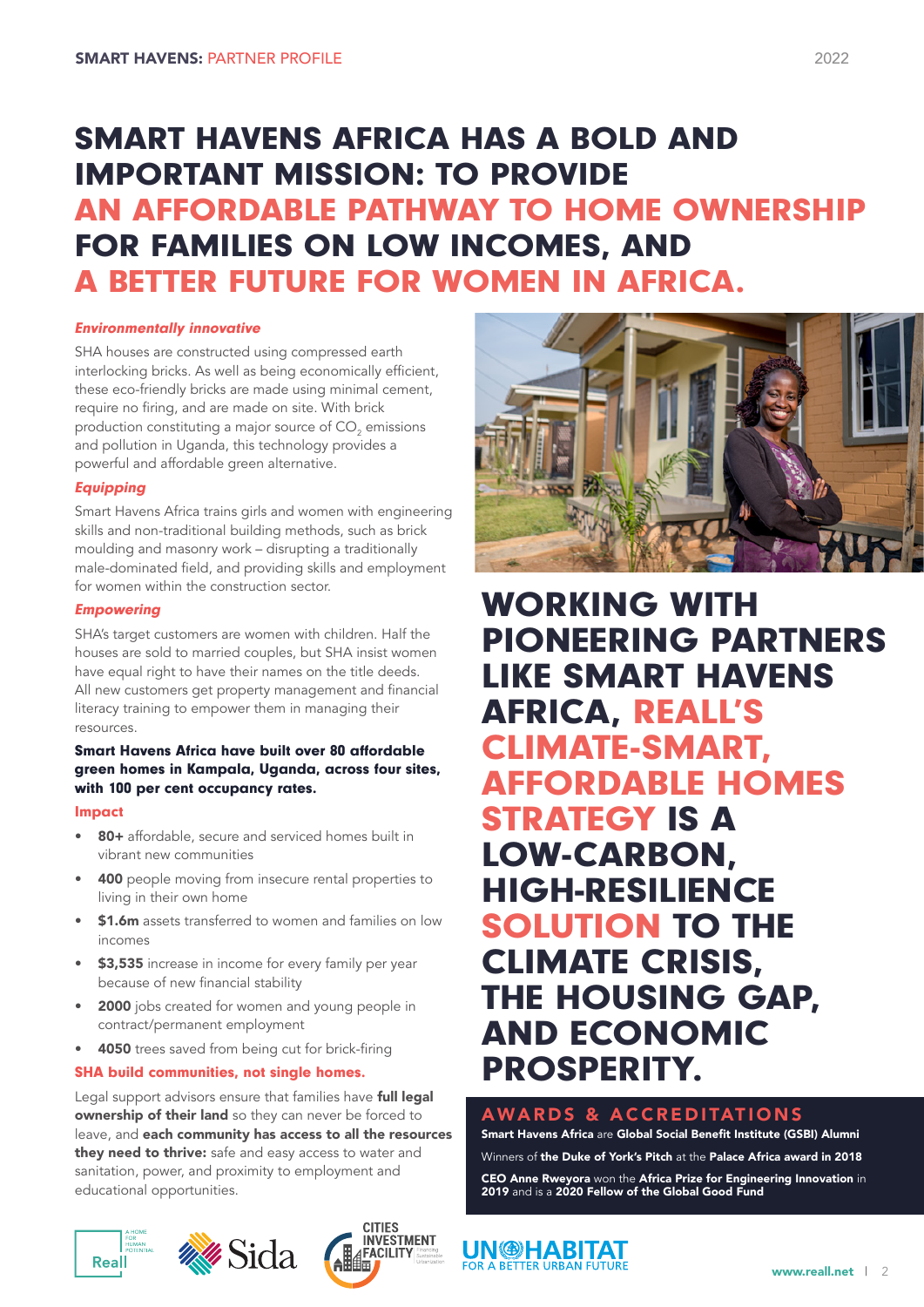# SMART HAVENS AFRICA HAS A BOLD AND IMPORTANT MISSION: TO PROVIDE AN AFFORDABLE PATHWAY TO HOME OWNERSHIP FOR FAMILIES ON LOW INCOMES, AND A BETTER FUTURE FOR WOMEN IN AFRICA.

***Environmentally innovative***

SHA houses are constructed using compressed earth interlocking bricks. As well as being economically efficient, these eco-friendly bricks are made using minimal cement, require no firing, and are made on site. With brick production constituting a major source of $CO_2$ emissions and pollution in Uganda, this technology provides a powerful and affordable green alternative.

***Equipping***

Smart Havens Africa trains girls and women with engineering skills and non-traditional building methods, such as brick moulding and masonry work – disrupting a traditionally male-dominated field, and providing skills and employment for women within the construction sector.

***Empowering***

SHA's target customers are women with children. Half the houses are sold to married couples, but SHA insist women have equal right to have their names on the title deeds. All new customers get property management and financial literacy training to empower them in managing their resources.

**Smart Havens Africa have built over 80 affordable green homes in Kampala, Uganda, across four sites, with 100 per cent occupancy rates.**

**Impact**

- **80+** affordable, secure and serviced homes built in vibrant new communities
- **400** people moving from insecure rental properties to living in their own home
- **$1.6m** assets transferred to women and families on low incomes
- **$3,535** increase in income for every family per year because of new financial stability
- **2000** jobs created for women and young people in contract/permanent employment
- **4050** trees saved from being cut for brick-firing

**SHA build communities, not single homes.**

Legal support advisors ensure that families have **full legal ownership of their land** so they can never be forced to leave, and **each community has access to all the resources they need to thrive:** safe and easy access to water and sanitation, power, and proximity to employment and educational opportunities.

## WORKING WITH PIONEERING PARTNERS LIKE SMART HAVENS AFRICA, REALL'S CLIMATE-SMART, AFFORDABLE HOMES STRATEGY IS A LOW-CARBON, HIGH-RESILIENCE SOLUTION TO THE CLIMATE CRISIS, THE HOUSING GAP, AND ECONOMIC PROSPERITY.

### AWARDS & ACCREDITATIONS

**Smart Havens Africa** are **Global Social Benefit Institute (GSBI) Alumni**

Winners of **the Duke of York's Pitch** at the **Palace Africa award in 2018**

**CEO Anne Rweyora** won the **Africa Prize for Engineering Innovation** in **2019** and is a **2020 Fellow of the Global Good Fund**

Reall | Sida | Cities Investment Facility | UN-HABITAT FOR A BETTER URBAN FUTURE

www.reall.net